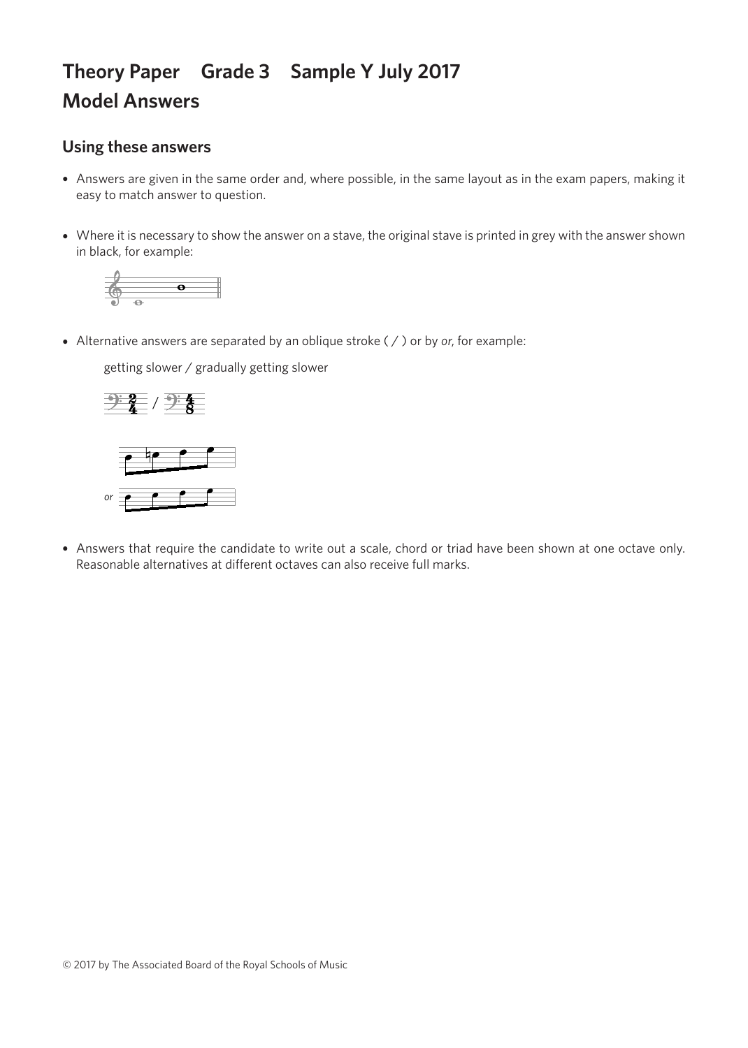# Theory Paper Grade 3 Sample Y July 2017
# Model Answers

## Using these answers

- Answers are given in the same order and, where possible, in the same layout as in the exam papers, making it easy to match answer to question.

- Where it is necessary to show the answer on a stave, the original stave is printed in grey with the answer shown in black, for example:

- Alternative answers are separated by an oblique stroke ( / ) or by *or*, for example:

  getting slower / gradually getting slower

  *or*

- Answers that require the candidate to write out a scale, chord or triad have been shown at one octave only. Reasonable alternatives at different octaves can also receive full marks.

© 2017 by The Associated Board of the Royal Schools of Music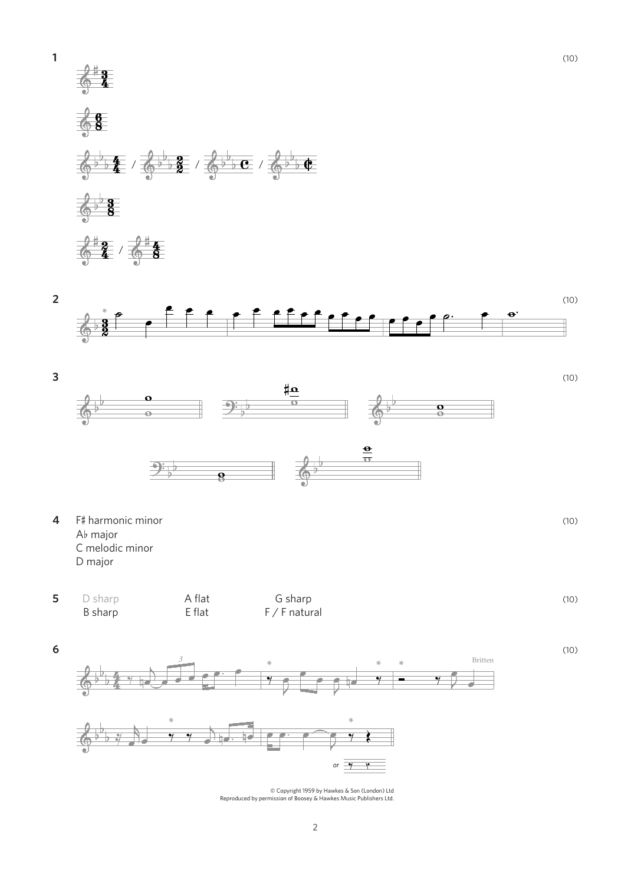**1** (10)

**2** (10)

**3** (10)

**4** F♯ harmonic minor (10)

A♭ major

C melodic minor

D major

**5** (10)

| D sharp | A flat | G sharp |
|---|---|---|
| B sharp | E flat | F / F natural |

**6** (10)

Britten

or

© Copyright 1959 by Hawkes & Son (London) Ltd
Reproduced by permission of Boosey & Hawkes Music Publishers Ltd.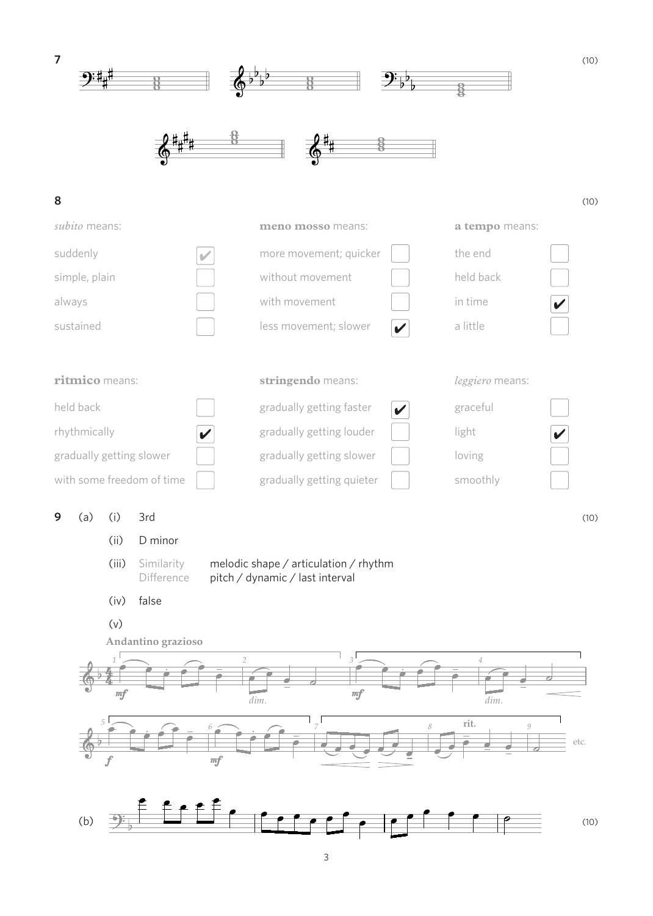**7** (10)

**8** (10)

| *subito* means: | | **meno mosso** means: | | **a tempo** means: | |
|---|---|---|---|---|---|
| suddenly | ✔ | more movement; quicker | | the end | |
| simple, plain | | without movement | | held back | |
| always | | with movement | | in time | ✔ |
| sustained | | less movement; slower | ✔ | a little | |

| **ritmico** means: | | **stringendo** means: | | *leggiero* means: | |
|---|---|---|---|---|---|
| held back | | gradually getting faster | ✔ | graceful | |
| rhythmically | ✔ | gradually getting louder | | light | ✔ |
| gradually getting slower | | gradually getting slower | | loving | |
| with some freedom of time | | gradually getting quieter | | smoothly | |

**9** (a) (i) 3rd (10)

(ii) D minor

(iii) Similarity: melodic shape / articulation / rhythm
Difference: pitch / dynamic / last interval

(iv) false

(v)

**Andantino grazioso**

mf dim. mf dim. f mf rit. etc.

(b) (10)